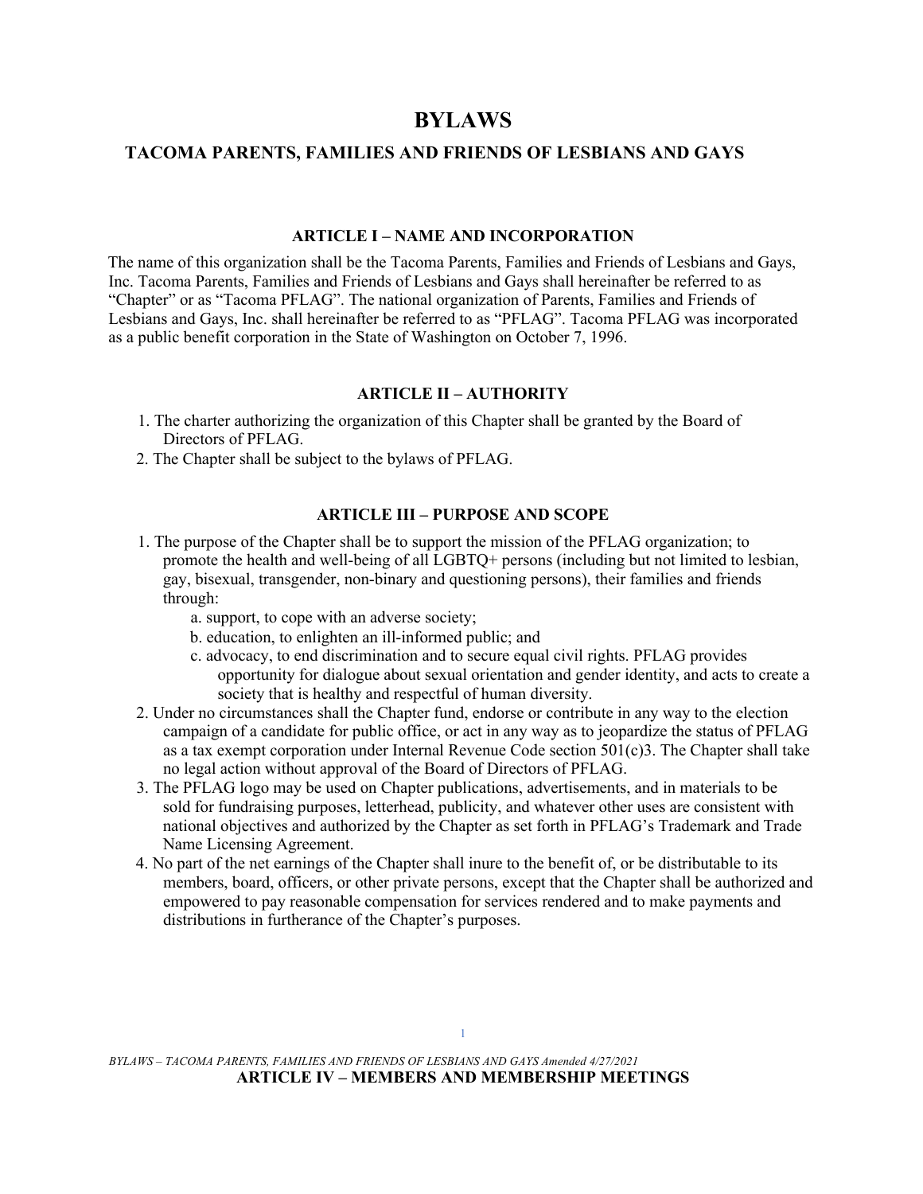# BYLAWS

## TACOMA PARENTS, FAMILIES AND FRIENDS OF LESBIANS AND GAYS

### ARTICLE I – NAME AND INCORPORATION

The name of this organization shall be the Tacoma Parents, Families and Friends of Lesbians and Gays, Inc. Tacoma Parents, Families and Friends of Lesbians and Gays shall hereinafter be referred to as "Chapter" or as "Tacoma PFLAG". The national organization of Parents, Families and Friends of Lesbians and Gays, Inc. shall hereinafter be referred to as "PFLAG". Tacoma PFLAG was incorporated as a public benefit corporation in the State of Washington on October 7, 1996.

### ARTICLE II – AUTHORITY

1. The charter authorizing the organization of this Chapter shall be granted by the Board of Directors of PFLAG.
2. The Chapter shall be subject to the bylaws of PFLAG.

### ARTICLE III – PURPOSE AND SCOPE

1. The purpose of the Chapter shall be to support the mission of the PFLAG organization; to promote the health and well-being of all LGBTQ+ persons (including but not limited to lesbian, gay, bisexual, transgender, non-binary and questioning persons), their families and friends through:
   a. support, to cope with an adverse society;
   b. education, to enlighten an ill-informed public; and
   c. advocacy, to end discrimination and to secure equal civil rights. PFLAG provides opportunity for dialogue about sexual orientation and gender identity, and acts to create a society that is healthy and respectful of human diversity.
2. Under no circumstances shall the Chapter fund, endorse or contribute in any way to the election campaign of a candidate for public office, or act in any way as to jeopardize the status of PFLAG as a tax exempt corporation under Internal Revenue Code section 501(c)3. The Chapter shall take no legal action without approval of the Board of Directors of PFLAG.
3. The PFLAG logo may be used on Chapter publications, advertisements, and in materials to be sold for fundraising purposes, letterhead, publicity, and whatever other uses are consistent with national objectives and authorized by the Chapter as set forth in PFLAG's Trademark and Trade Name Licensing Agreement.
4. No part of the net earnings of the Chapter shall inure to the benefit of, or be distributable to its members, board, officers, or other private persons, except that the Chapter shall be authorized and empowered to pay reasonable compensation for services rendered and to make payments and distributions in furtherance of the Chapter's purposes.

### ARTICLE IV – MEMBERS AND MEMBERSHIP MEETINGS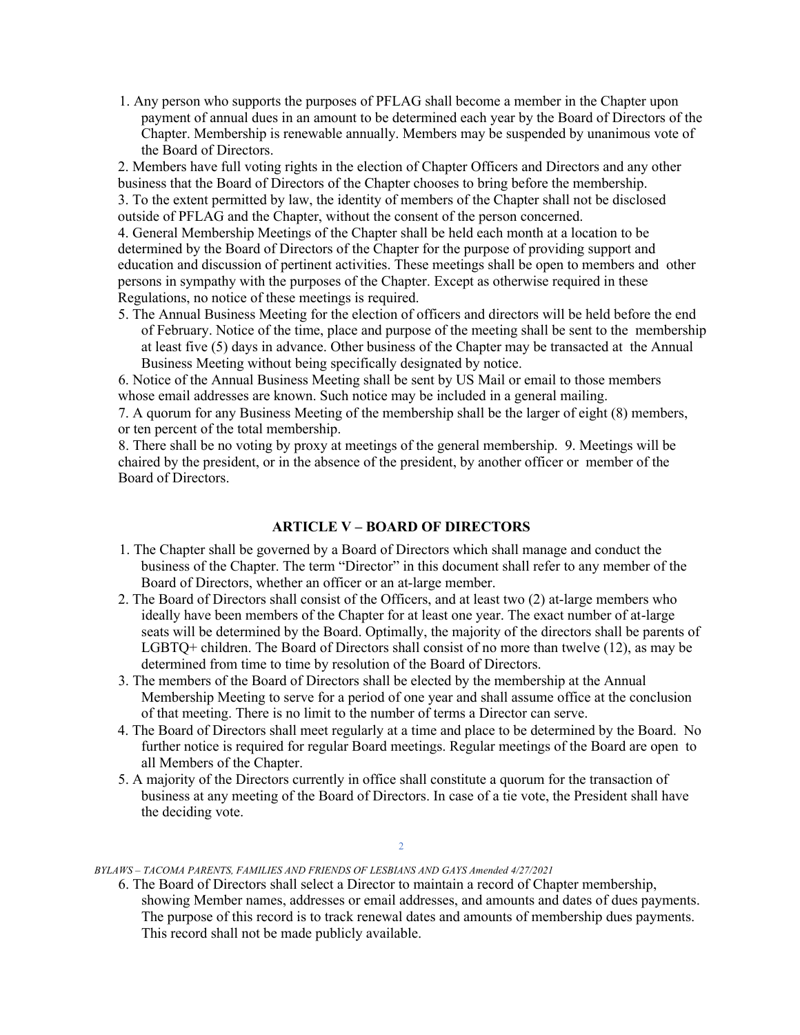1. Any person who supports the purposes of PFLAG shall become a member in the Chapter upon payment of annual dues in an amount to be determined each year by the Board of Directors of the Chapter. Membership is renewable annually. Members may be suspended by unanimous vote of the Board of Directors.

2. Members have full voting rights in the election of Chapter Officers and Directors and any other business that the Board of Directors of the Chapter chooses to bring before the membership.

3. To the extent permitted by law, the identity of members of the Chapter shall not be disclosed outside of PFLAG and the Chapter, without the consent of the person concerned.

4. General Membership Meetings of the Chapter shall be held each month at a location to be determined by the Board of Directors of the Chapter for the purpose of providing support and education and discussion of pertinent activities. These meetings shall be open to members and other persons in sympathy with the purposes of the Chapter. Except as otherwise required in these Regulations, no notice of these meetings is required.

5. The Annual Business Meeting for the election of officers and directors will be held before the end of February. Notice of the time, place and purpose of the meeting shall be sent to the membership at least five (5) days in advance. Other business of the Chapter may be transacted at the Annual Business Meeting without being specifically designated by notice.

6. Notice of the Annual Business Meeting shall be sent by US Mail or email to those members whose email addresses are known. Such notice may be included in a general mailing.

7. A quorum for any Business Meeting of the membership shall be the larger of eight (8) members, or ten percent of the total membership.

8. There shall be no voting by proxy at meetings of the general membership.

9. Meetings will be chaired by the president, or in the absence of the president, by another officer or member of the Board of Directors.

## ARTICLE V – BOARD OF DIRECTORS

1. The Chapter shall be governed by a Board of Directors which shall manage and conduct the business of the Chapter. The term "Director" in this document shall refer to any member of the Board of Directors, whether an officer or an at-large member.
2. The Board of Directors shall consist of the Officers, and at least two (2) at-large members who ideally have been members of the Chapter for at least one year. The exact number of at-large seats will be determined by the Board. Optimally, the majority of the directors shall be parents of LGBTQ+ children. The Board of Directors shall consist of no more than twelve (12), as may be determined from time to time by resolution of the Board of Directors.
3. The members of the Board of Directors shall be elected by the membership at the Annual Membership Meeting to serve for a period of one year and shall assume office at the conclusion of that meeting. There is no limit to the number of terms a Director can serve.
4. The Board of Directors shall meet regularly at a time and place to be determined by the Board. No further notice is required for regular Board meetings. Regular meetings of the Board are open to all Members of the Chapter.
5. A majority of the Directors currently in office shall constitute a quorum for the transaction of business at any meeting of the Board of Directors. In case of a tie vote, the President shall have the deciding vote.
6. The Board of Directors shall select a Director to maintain a record of Chapter membership, showing Member names, addresses or email addresses, and amounts and dates of dues payments. The purpose of this record is to track renewal dates and amounts of membership dues payments. This record shall not be made publicly available.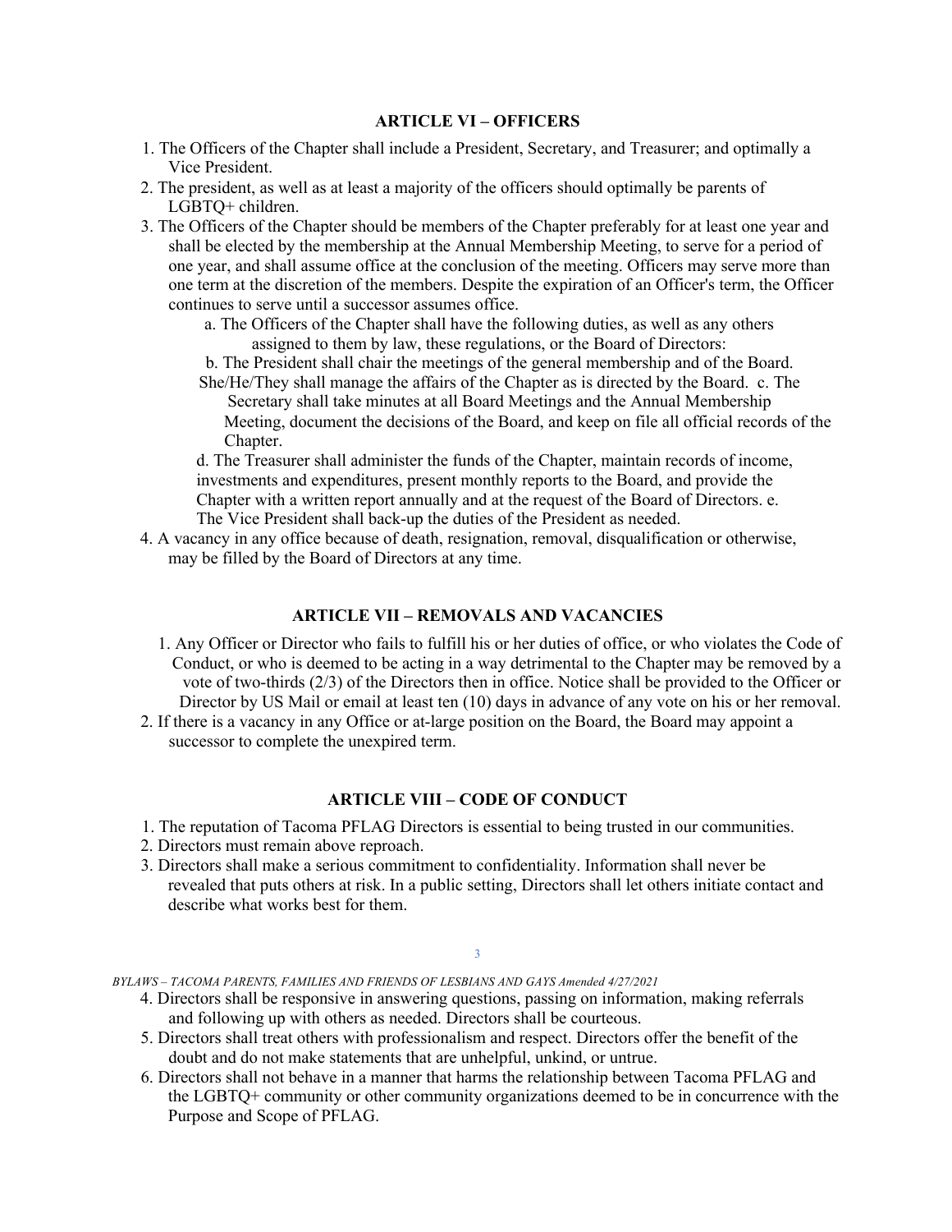## ARTICLE VI – OFFICERS

1. The Officers of the Chapter shall include a President, Secretary, and Treasurer; and optimally a Vice President.
2. The president, as well as at least a majority of the officers should optimally be parents of LGBTQ+ children.
3. The Officers of the Chapter should be members of the Chapter preferably for at least one year and shall be elected by the membership at the Annual Membership Meeting, to serve for a period of one year, and shall assume office at the conclusion of the meeting. Officers may serve more than one term at the discretion of the members. Despite the expiration of an Officer's term, the Officer continues to serve until a successor assumes office.
   a. The Officers of the Chapter shall have the following duties, as well as any others assigned to them by law, these regulations, or the Board of Directors:
   b. The President shall chair the meetings of the general membership and of the Board. She/He/They shall manage the affairs of the Chapter as is directed by the Board.
   c. The Secretary shall take minutes at all Board Meetings and the Annual Membership Meeting, document the decisions of the Board, and keep on file all official records of the Chapter.
   d. The Treasurer shall administer the funds of the Chapter, maintain records of income, investments and expenditures, present monthly reports to the Board, and provide the Chapter with a written report annually and at the request of the Board of Directors.
   e. The Vice President shall back-up the duties of the President as needed.
4. A vacancy in any office because of death, resignation, removal, disqualification or otherwise, may be filled by the Board of Directors at any time.

## ARTICLE VII – REMOVALS AND VACANCIES

1. Any Officer or Director who fails to fulfill his or her duties of office, or who violates the Code of Conduct, or who is deemed to be acting in a way detrimental to the Chapter may be removed by a vote of two-thirds (2/3) of the Directors then in office. Notice shall be provided to the Officer or Director by US Mail or email at least ten (10) days in advance of any vote on his or her removal.
2. If there is a vacancy in any Office or at-large position on the Board, the Board may appoint a successor to complete the unexpired term.

## ARTICLE VIII – CODE OF CONDUCT

1. The reputation of Tacoma PFLAG Directors is essential to being trusted in our communities.
2. Directors must remain above reproach.
3. Directors shall make a serious commitment to confidentiality. Information shall never be revealed that puts others at risk. In a public setting, Directors shall let others initiate contact and describe what works best for them.
4. Directors shall be responsive in answering questions, passing on information, making referrals and following up with others as needed. Directors shall be courteous.
5. Directors shall treat others with professionalism and respect. Directors offer the benefit of the doubt and do not make statements that are unhelpful, unkind, or untrue.
6. Directors shall not behave in a manner that harms the relationship between Tacoma PFLAG and the LGBTQ+ community or other community organizations deemed to be in concurrence with the Purpose and Scope of PFLAG.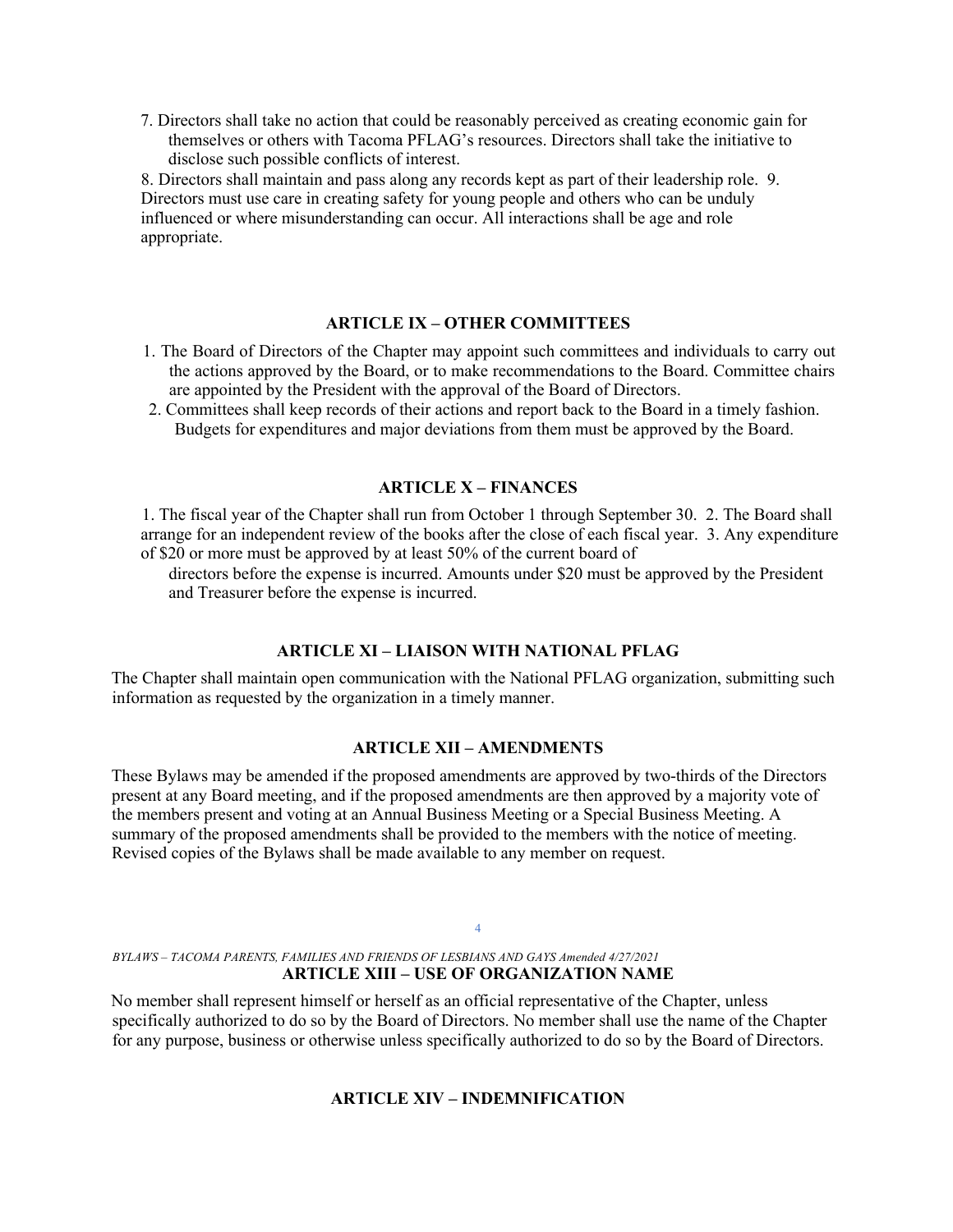7. Directors shall take no action that could be reasonably perceived as creating economic gain for themselves or others with Tacoma PFLAG's resources. Directors shall take the initiative to disclose such possible conflicts of interest.

8. Directors shall maintain and pass along any records kept as part of their leadership role.

9. Directors must use care in creating safety for young people and others who can be unduly influenced or where misunderstanding can occur. All interactions shall be age and role appropriate.

## ARTICLE IX – OTHER COMMITTEES

1. The Board of Directors of the Chapter may appoint such committees and individuals to carry out the actions approved by the Board, or to make recommendations to the Board. Committee chairs are appointed by the President with the approval of the Board of Directors.
2. Committees shall keep records of their actions and report back to the Board in a timely fashion. Budgets for expenditures and major deviations from them must be approved by the Board.

## ARTICLE X – FINANCES

1. The fiscal year of the Chapter shall run from October 1 through September 30.
2. The Board shall arrange for an independent review of the books after the close of each fiscal year.
3. Any expenditure of $20 or more must be approved by at least 50% of the current board of directors before the expense is incurred. Amounts under $20 must be approved by the President and Treasurer before the expense is incurred.

## ARTICLE XI – LIAISON WITH NATIONAL PFLAG

The Chapter shall maintain open communication with the National PFLAG organization, submitting such information as requested by the organization in a timely manner.

## ARTICLE XII – AMENDMENTS

These Bylaws may be amended if the proposed amendments are approved by two-thirds of the Directors present at any Board meeting, and if the proposed amendments are then approved by a majority vote of the members present and voting at an Annual Business Meeting or a Special Business Meeting. A summary of the proposed amendments shall be provided to the members with the notice of meeting. Revised copies of the Bylaws shall be made available to any member on request.

## ARTICLE XIII – USE OF ORGANIZATION NAME

No member shall represent himself or herself as an official representative of the Chapter, unless specifically authorized to do so by the Board of Directors. No member shall use the name of the Chapter for any purpose, business or otherwise unless specifically authorized to do so by the Board of Directors.

## ARTICLE XIV – INDEMNIFICATION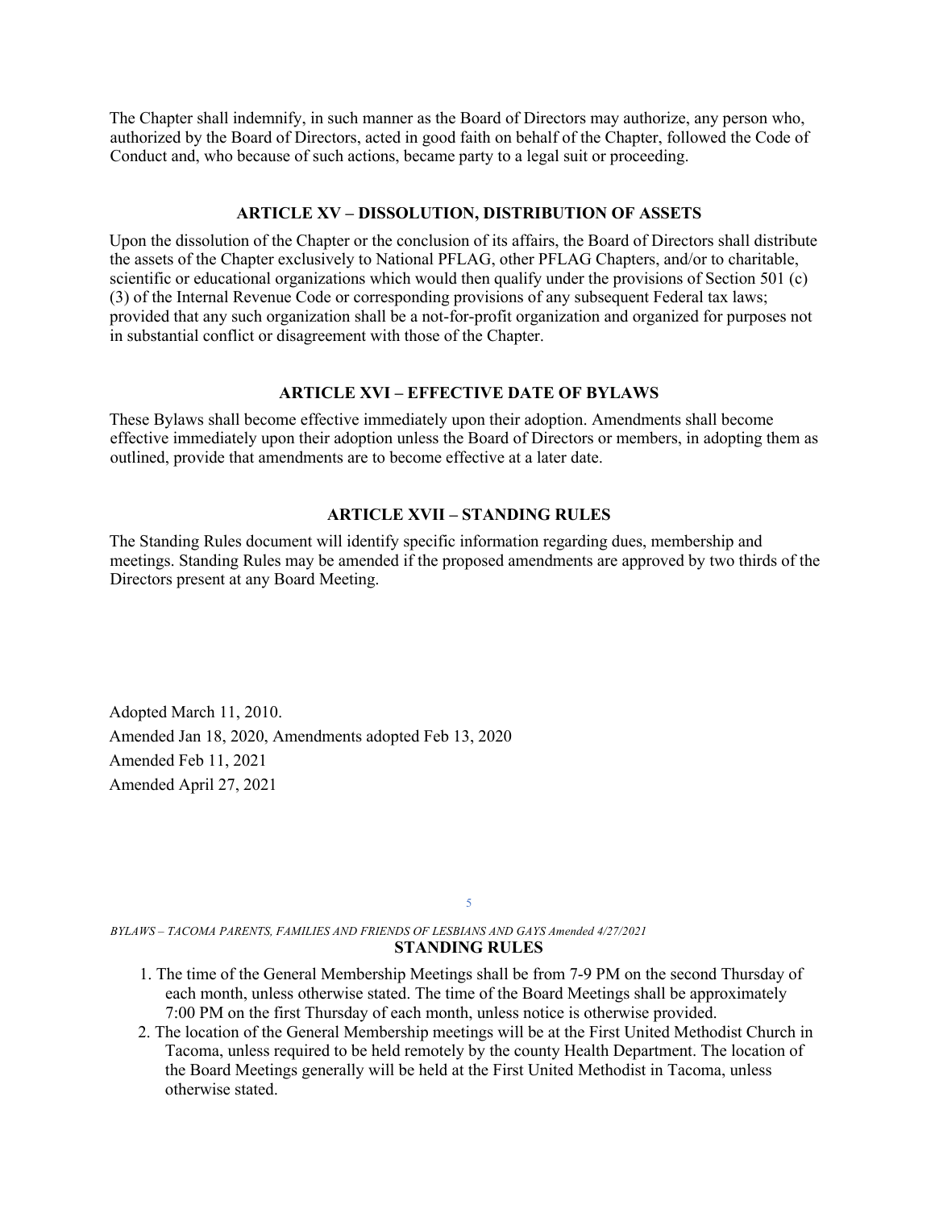The Chapter shall indemnify, in such manner as the Board of Directors may authorize, any person who, authorized by the Board of Directors, acted in good faith on behalf of the Chapter, followed the Code of Conduct and, who because of such actions, became party to a legal suit or proceeding.

## ARTICLE XV – DISSOLUTION, DISTRIBUTION OF ASSETS

Upon the dissolution of the Chapter or the conclusion of its affairs, the Board of Directors shall distribute the assets of the Chapter exclusively to National PFLAG, other PFLAG Chapters, and/or to charitable, scientific or educational organizations which would then qualify under the provisions of Section 501 (c) (3) of the Internal Revenue Code or corresponding provisions of any subsequent Federal tax laws; provided that any such organization shall be a not-for-profit organization and organized for purposes not in substantial conflict or disagreement with those of the Chapter.

## ARTICLE XVI – EFFECTIVE DATE OF BYLAWS

These Bylaws shall become effective immediately upon their adoption. Amendments shall become effective immediately upon their adoption unless the Board of Directors or members, in adopting them as outlined, provide that amendments are to become effective at a later date.

## ARTICLE XVII – STANDING RULES

The Standing Rules document will identify specific information regarding dues, membership and meetings. Standing Rules may be amended if the proposed amendments are approved by two thirds of the Directors present at any Board Meeting.

Adopted March 11, 2010.

Amended Jan 18, 2020, Amendments adopted Feb 13, 2020

Amended Feb 11, 2021

Amended April 27, 2021

## STANDING RULES

1. The time of the General Membership Meetings shall be from 7-9 PM on the second Thursday of each month, unless otherwise stated. The time of the Board Meetings shall be approximately 7:00 PM on the first Thursday of each month, unless notice is otherwise provided.
2. The location of the General Membership meetings will be at the First United Methodist Church in Tacoma, unless required to be held remotely by the county Health Department. The location of the Board Meetings generally will be held at the First United Methodist in Tacoma, unless otherwise stated.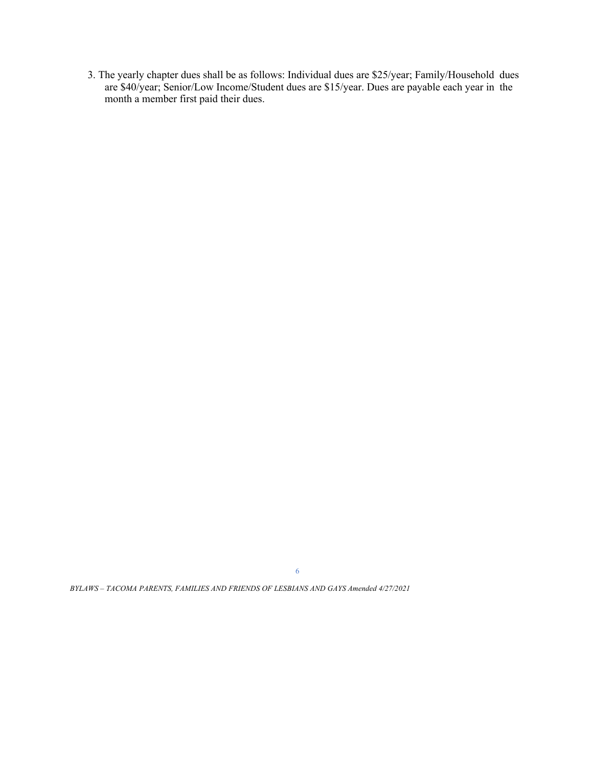3. The yearly chapter dues shall be as follows: Individual dues are $25/year; Family/Household dues are $40/year; Senior/Low Income/Student dues are $15/year. Dues are payable each year in the month a member first paid their dues.